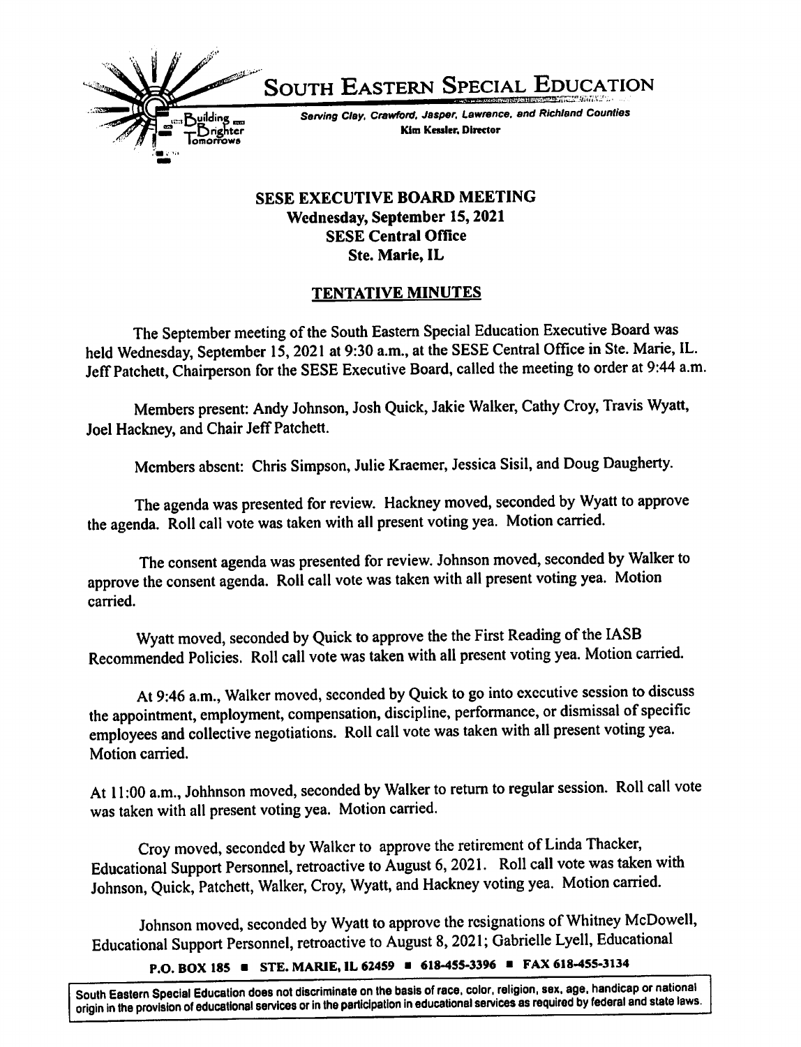# SOUTH EASTERN SPECIAL EDUCATION

*Serving Clay, Crawford, Jasper, Lawrence, and Richland Counties*

**Kim Kessler, Director**

Building Brighter Tomorrows

**SESE EXECUTIVE BOARD MEETING**
**Wednesday, September 15, 2021**
**SESE Central Office**
**Ste. Marie, IL**

## TENTATIVE MINUTES

The September meeting of the South Eastern Special Education Executive Board was held Wednesday, September 15, 2021 at 9:30 a.m., at the SESE Central Office in Ste. Marie, IL. Jeff Patchett, Chairperson for the SESE Executive Board, called the meeting to order at 9:44 a.m.

Members present: Andy Johnson, Josh Quick, Jakie Walker, Cathy Croy, Travis Wyatt, Joel Hackney, and Chair Jeff Patchett.

Members absent: Chris Simpson, Julie Kraemer, Jessica Sisil, and Doug Daugherty.

The agenda was presented for review. Hackney moved, seconded by Wyatt to approve the agenda. Roll call vote was taken with all present voting yea. Motion carried.

The consent agenda was presented for review. Johnson moved, seconded by Walker to approve the consent agenda. Roll call vote was taken with all present voting yea. Motion carried.

Wyatt moved, seconded by Quick to approve the the First Reading of the IASB Recommended Policies. Roll call vote was taken with all present voting yea. Motion carried.

At 9:46 a.m., Walker moved, seconded by Quick to go into executive session to discuss the appointment, employment, compensation, discipline, performance, or dismissal of specific employees and collective negotiations. Roll call vote was taken with all present voting yea. Motion carried.

At 11:00 a.m., Johhnson moved, seconded by Walker to return to regular session. Roll call vote was taken with all present voting yea. Motion carried.

Croy moved, seconded by Walker to approve the retirement of Linda Thacker, Educational Support Personnel, retroactive to August 6, 2021. Roll call vote was taken with Johnson, Quick, Patchett, Walker, Croy, Wyatt, and Hackney voting yea. Motion carried.

Johnson moved, seconded by Wyatt to approve the resignations of Whitney McDowell, Educational Support Personnel, retroactive to August 8, 2021; Gabrielle Lyell, Educational

P.O. BOX 185 ■ STE. MARIE, IL 62459 ■ 618-455-3396 ■ FAX 618-455-3134

South Eastern Special Education does not discriminate on the basis of race, color, religion, sex, age, handicap or national origin in the provision of educational services or in the participation in educational services as required by federal and state laws.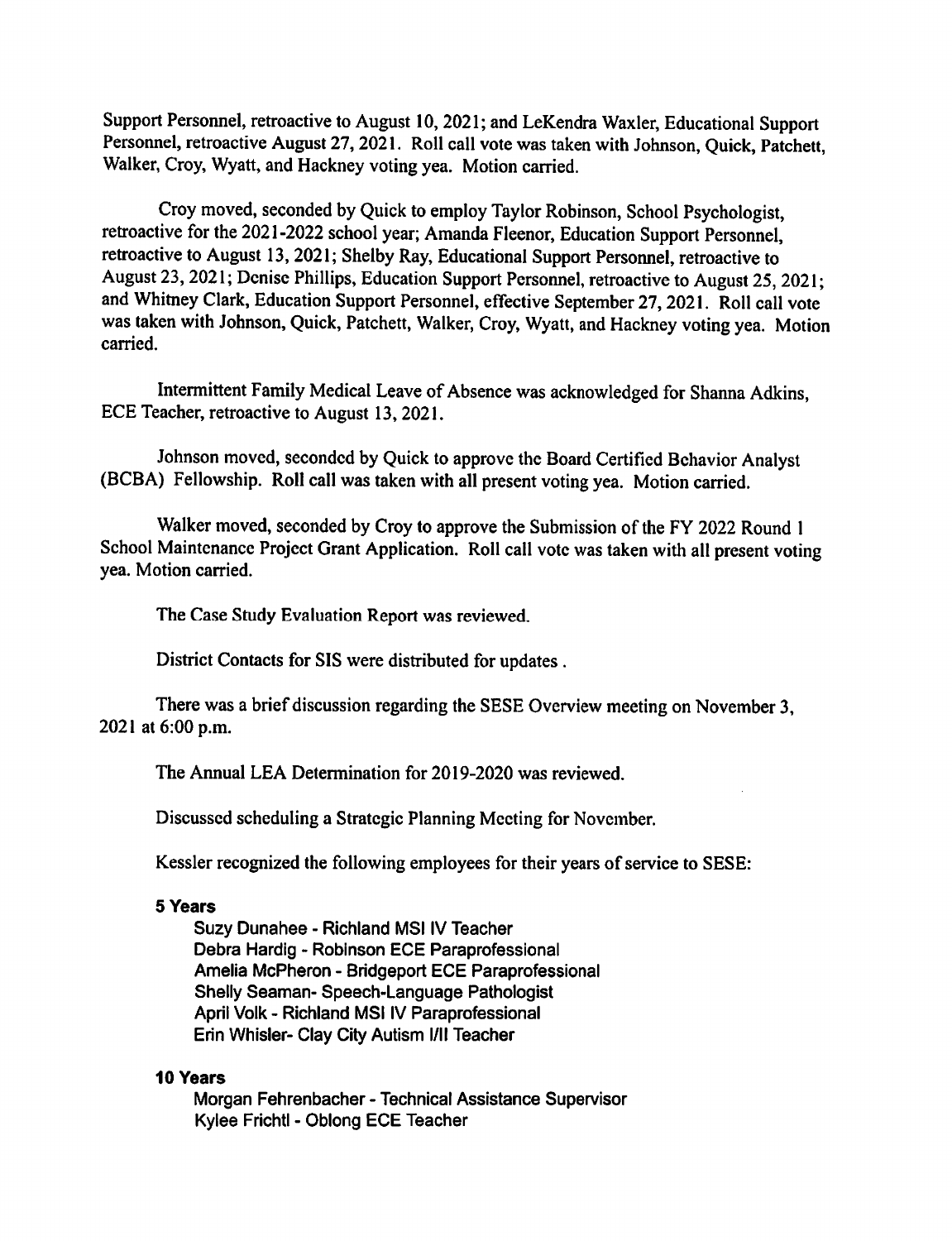Support Personnel, retroactive to August 10, 2021; and LeKendra Waxler, Educational Support Personnel, retroactive August 27, 2021. Roll call vote was taken with Johnson, Quick, Patchett, Walker, Croy, Wyatt, and Hackney voting yea. Motion carried.

Croy moved, seconded by Quick to employ Taylor Robinson, School Psychologist, retroactive for the 2021-2022 school year; Amanda Fleenor, Education Support Personnel, retroactive to August 13, 2021; Shelby Ray, Educational Support Personnel, retroactive to August 23, 2021; Denise Phillips, Education Support Personnel, retroactive to August 25, 2021; and Whitney Clark, Education Support Personnel, effective September 27, 2021. Roll call vote was taken with Johnson, Quick, Patchett, Walker, Croy, Wyatt, and Hackney voting yea. Motion carried.

Intermittent Family Medical Leave of Absence was acknowledged for Shanna Adkins, ECE Teacher, retroactive to August 13, 2021.

Johnson moved, seconded by Quick to approve the Board Certified Behavior Analyst (BCBA) Fellowship. Roll call was taken with all present voting yea. Motion carried.

Walker moved, seconded by Croy to approve the Submission of the FY 2022 Round 1 School Maintenance Project Grant Application. Roll call vote was taken with all present voting yea. Motion carried.

The Case Study Evaluation Report was reviewed.

District Contacts for SIS were distributed for updates .

There was a brief discussion regarding the SESE Overview meeting on November 3, 2021 at 6:00 p.m.

The Annual LEA Determination for 2019-2020 was reviewed.

Discussed scheduling a Strategic Planning Meeting for November.

Kessler recognized the following employees for their years of service to SESE:

**5 Years**

Suzy Dunahee - Richland MSI IV Teacher
Debra Hardig - Robinson ECE Paraprofessional
Amelia McPheron - Bridgeport ECE Paraprofessional
Shelly Seaman- Speech-Language Pathologist
April Volk - Richland MSI IV Paraprofessional
Erin Whisler- Clay City Autism I/II Teacher

**10 Years**

Morgan Fehrenbacher - Technical Assistance Supervisor
Kylee Frichtl - Oblong ECE Teacher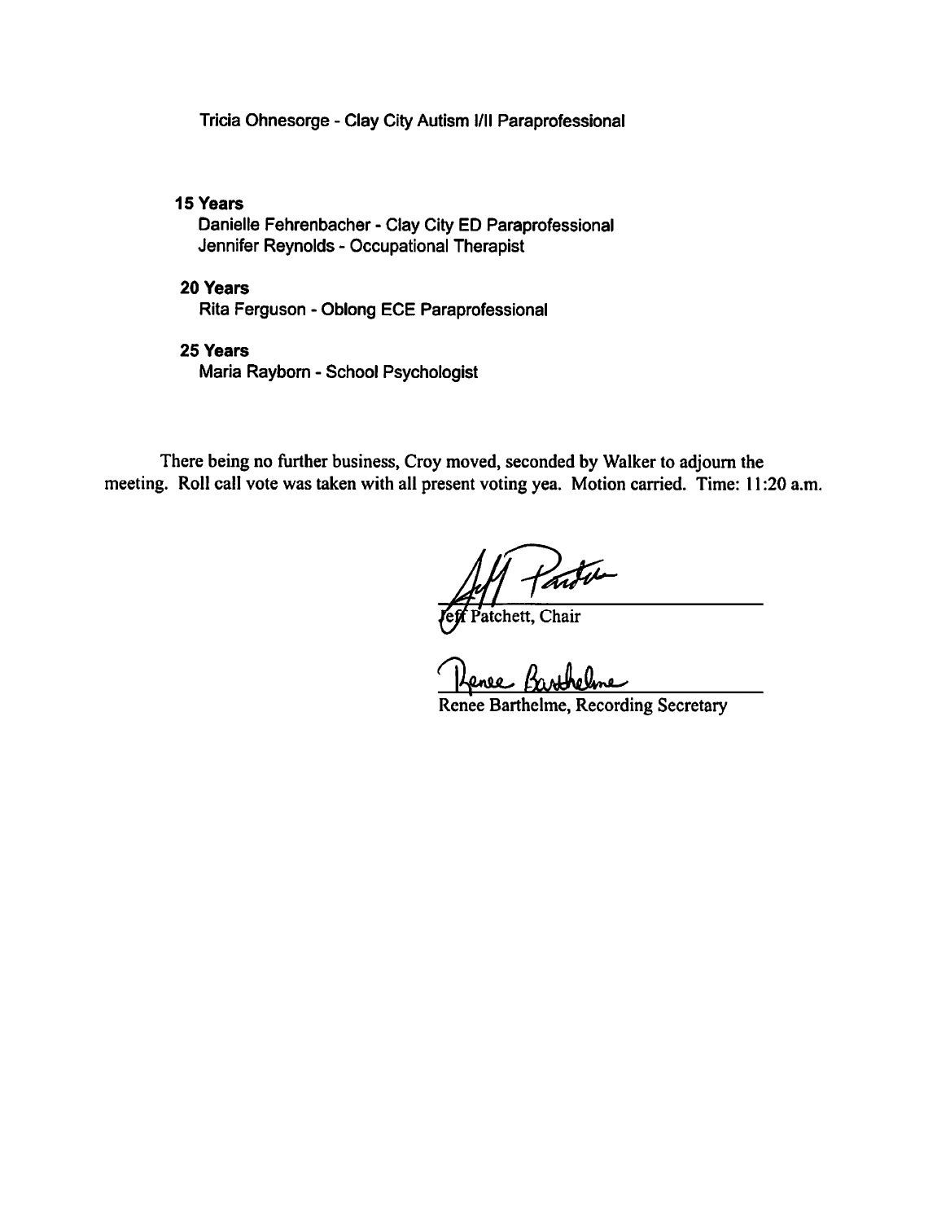Tricia Ohnesorge - Clay City Autism I/II Paraprofessional

**15 Years**

Danielle Fehrenbacher - Clay City ED Paraprofessional
Jennifer Reynolds - Occupational Therapist

**20 Years**

Rita Ferguson - Oblong ECE Paraprofessional

**25 Years**

Maria Rayborn - School Psychologist

There being no further business, Croy moved, seconded by Walker to adjourn the meeting. Roll call vote was taken with all present voting yea. Motion carried. Time: 11:20 a.m.

Jeff Patchett, Chair

Renee Barthelme, Recording Secretary